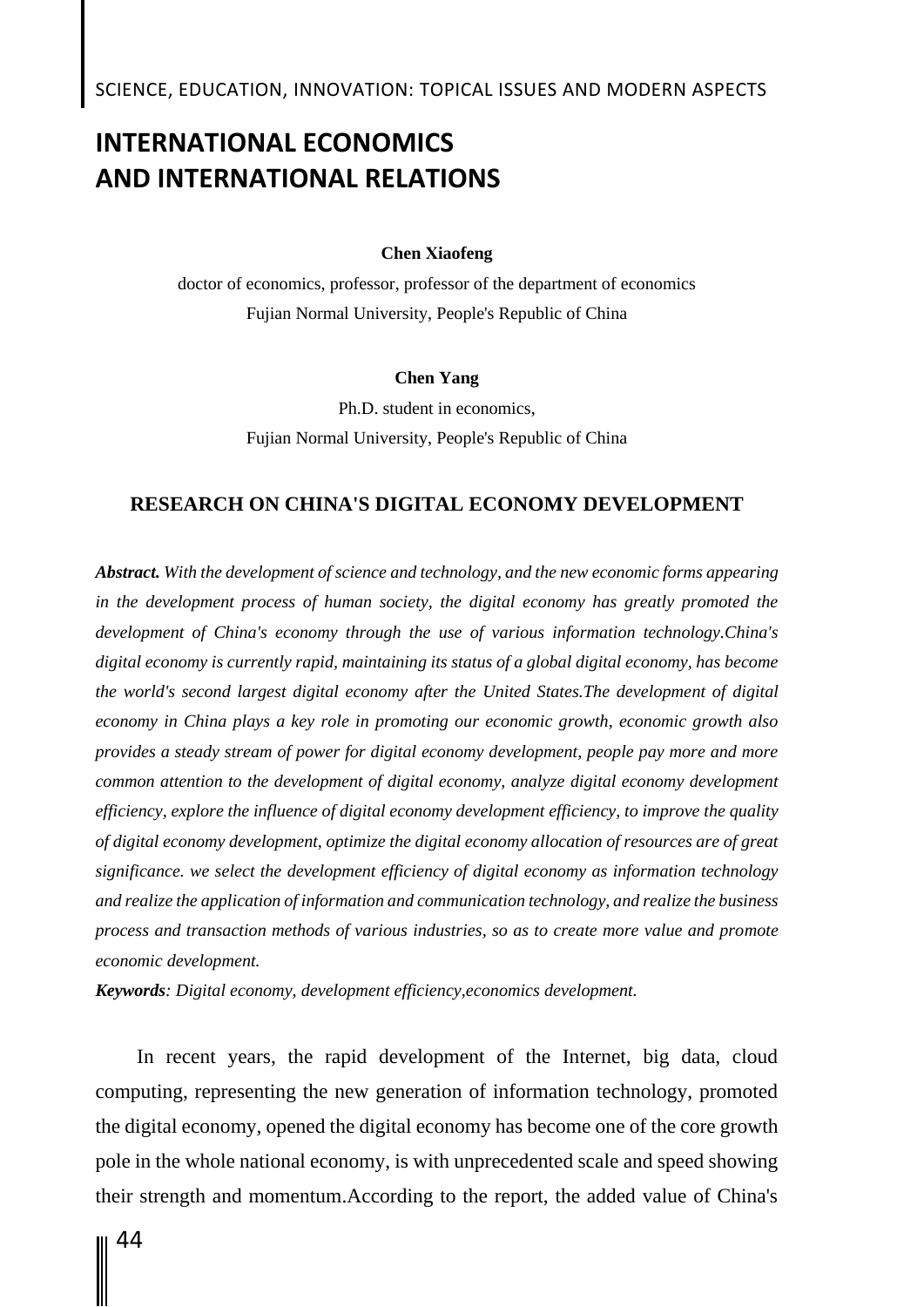# INTERNATIONAL ECONOMICS AND INTERNATIONAL RELATIONS

**Chen Xiaofeng**

doctor of economics, professor, professor of the department of economics
Fujian Normal University, People's Republic of China

**Chen Yang**

Ph.D. student in economics,
Fujian Normal University, People's Republic of China

## RESEARCH ON CHINA'S DIGITAL ECONOMY DEVELOPMENT

***Abstract.*** *With the development of science and technology, and the new economic forms appearing in the development process of human society, the digital economy has greatly promoted the development of China's economy through the use of various information technology.China's digital economy is currently rapid, maintaining its status of a global digital economy, has become the world's second largest digital economy after the United States.The development of digital economy in China plays a key role in promoting our economic growth, economic growth also provides a steady stream of power for digital economy development, people pay more and more common attention to the development of digital economy, analyze digital economy development efficiency, explore the influence of digital economy development efficiency, to improve the quality of digital economy development, optimize the digital economy allocation of resources are of great significance. we select the development efficiency of digital economy as information technology and realize the application of information and communication technology, and realize the business process and transaction methods of various industries, so as to create more value and promote economic development.*

***Keywords****: Digital economy, development efficiency,economics development.*

In recent years, the rapid development of the Internet, big data, cloud computing, representing the new generation of information technology, promoted the digital economy, opened the digital economy has become one of the core growth pole in the whole national economy, is with unprecedented scale and speed showing their strength and momentum.According to the report, the added value of China's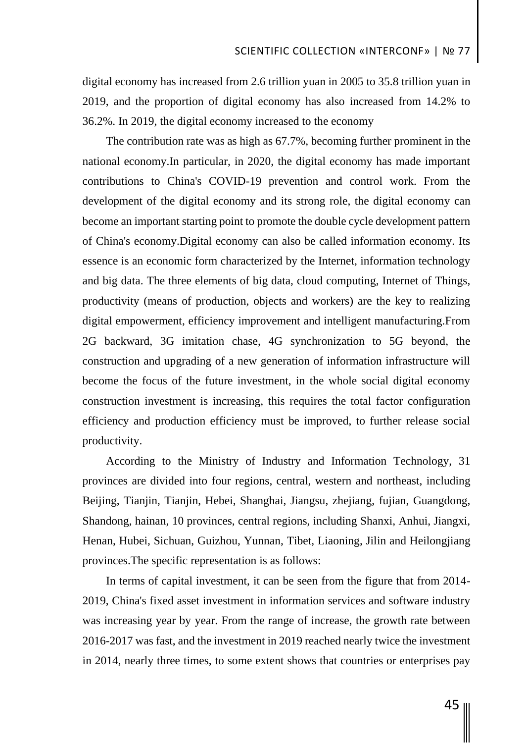digital economy has increased from 2.6 trillion yuan in 2005 to 35.8 trillion yuan in 2019, and the proportion of digital economy has also increased from 14.2% to 36.2%. In 2019, the digital economy increased to the economy

The contribution rate was as high as 67.7%, becoming further prominent in the national economy.In particular, in 2020, the digital economy has made important contributions to China's COVID-19 prevention and control work. From the development of the digital economy and its strong role, the digital economy can become an important starting point to promote the double cycle development pattern of China's economy.Digital economy can also be called information economy. Its essence is an economic form characterized by the Internet, information technology and big data. The three elements of big data, cloud computing, Internet of Things, productivity (means of production, objects and workers) are the key to realizing digital empowerment, efficiency improvement and intelligent manufacturing.From 2G backward, 3G imitation chase, 4G synchronization to 5G beyond, the construction and upgrading of a new generation of information infrastructure will become the focus of the future investment, in the whole social digital economy construction investment is increasing, this requires the total factor configuration efficiency and production efficiency must be improved, to further release social productivity.

According to the Ministry of Industry and Information Technology, 31 provinces are divided into four regions, central, western and northeast, including Beijing, Tianjin, Tianjin, Hebei, Shanghai, Jiangsu, zhejiang, fujian, Guangdong, Shandong, hainan, 10 provinces, central regions, including Shanxi, Anhui, Jiangxi, Henan, Hubei, Sichuan, Guizhou, Yunnan, Tibet, Liaoning, Jilin and Heilongjiang provinces.The specific representation is as follows:

In terms of capital investment, it can be seen from the figure that from 2014-2019, China's fixed asset investment in information services and software industry was increasing year by year. From the range of increase, the growth rate between 2016-2017 was fast, and the investment in 2019 reached nearly twice the investment in 2014, nearly three times, to some extent shows that countries or enterprises pay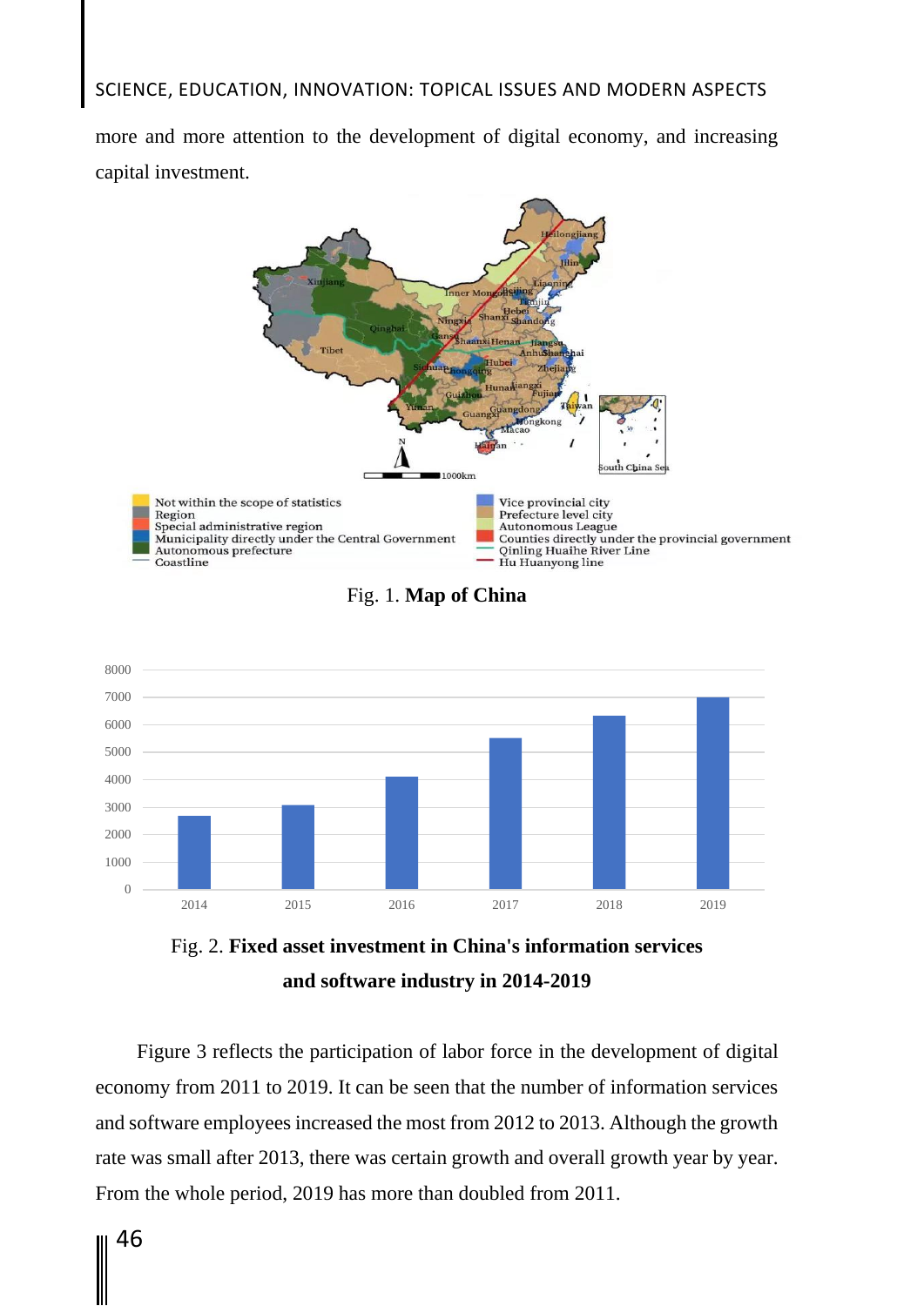more and more attention to the development of digital economy, and increasing capital investment.

Fig. 1. **Map of China**

Fig. 2. **Fixed asset investment in China's information services and software industry in 2014-2019**

Figure 3 reflects the participation of labor force in the development of digital economy from 2011 to 2019. It can be seen that the number of information services and software employees increased the most from 2012 to 2013. Although the growth rate was small after 2013, there was certain growth and overall growth year by year. From the whole period, 2019 has more than doubled from 2011.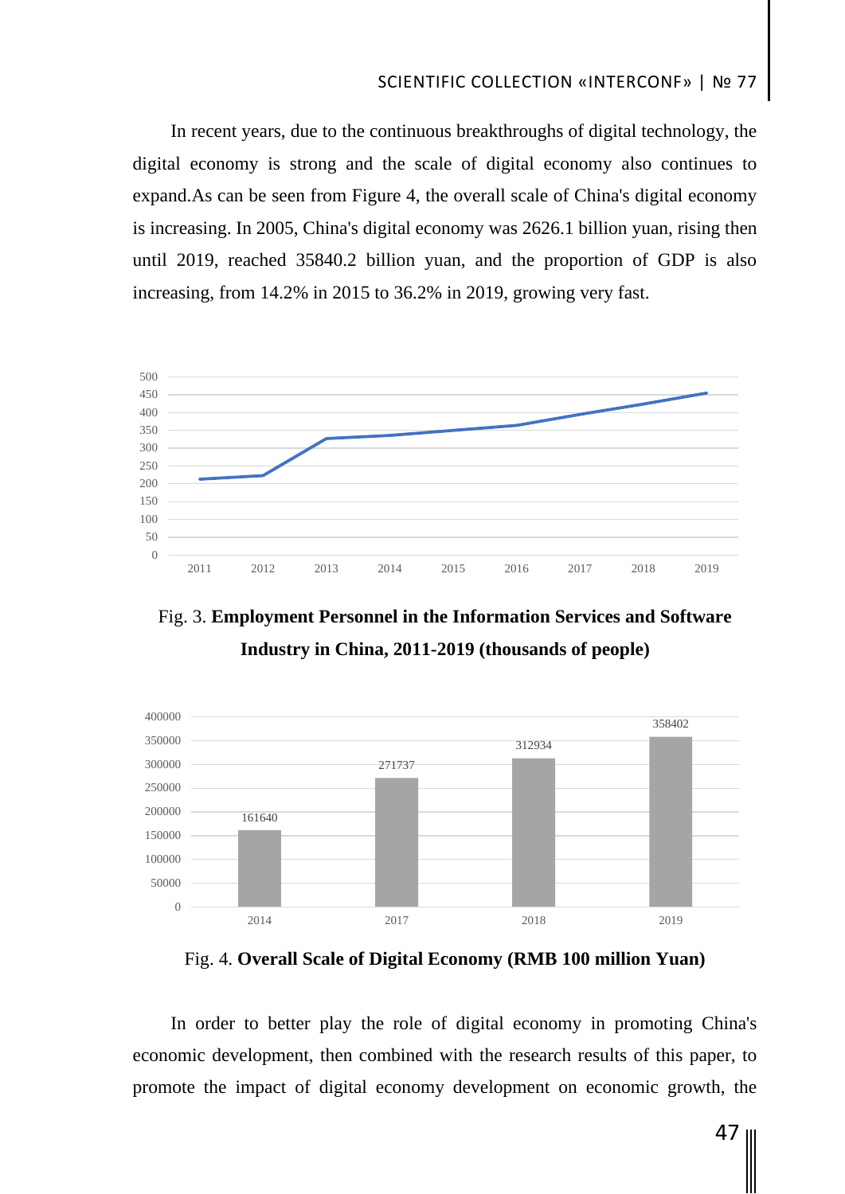In recent years, due to the continuous breakthroughs of digital technology, the digital economy is strong and the scale of digital economy also continues to expand.As can be seen from Figure 4, the overall scale of China's digital economy is increasing. In 2005, China's digital economy was 2626.1 billion yuan, rising then until 2019, reached 35840.2 billion yuan, and the proportion of GDP is also increasing, from 14.2% in 2015 to 36.2% in 2019, growing very fast.

Fig. 3. **Employment Personnel in the Information Services and Software Industry in China, 2011-2019 (thousands of people)**

| Year | 2014 | 2017 | 2018 | 2019 |
|---|---|---|---|---|
| Overall scale | 161640 | 271737 | 312934 | 358402 |

Fig. 4. **Overall Scale of Digital Economy (RMB 100 million Yuan)**

In order to better play the role of digital economy in promoting China's economic development, then combined with the research results of this paper, to promote the impact of digital economy development on economic growth, the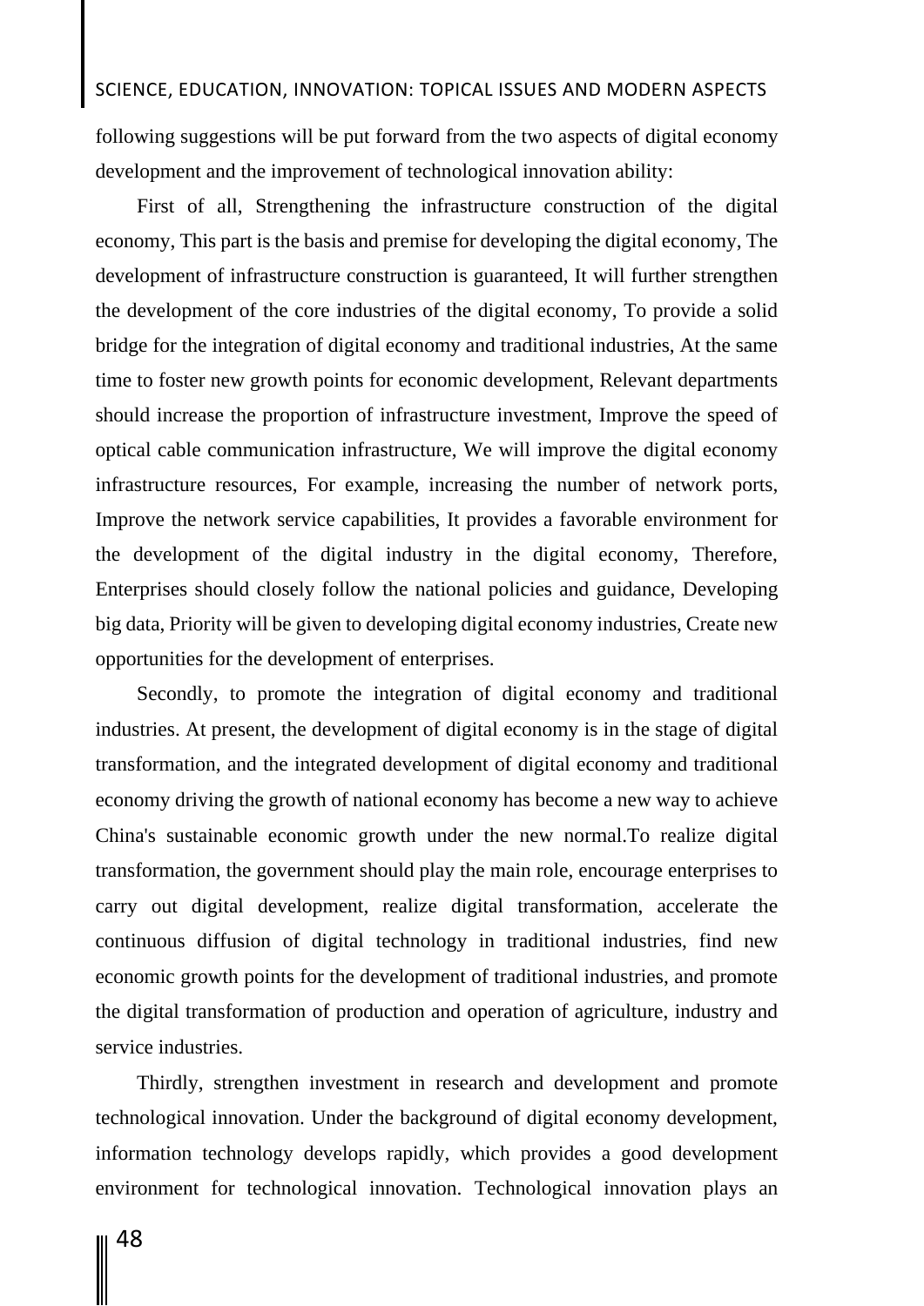following suggestions will be put forward from the two aspects of digital economy development and the improvement of technological innovation ability:

First of all, Strengthening the infrastructure construction of the digital economy, This part is the basis and premise for developing the digital economy, The development of infrastructure construction is guaranteed, It will further strengthen the development of the core industries of the digital economy, To provide a solid bridge for the integration of digital economy and traditional industries, At the same time to foster new growth points for economic development, Relevant departments should increase the proportion of infrastructure investment, Improve the speed of optical cable communication infrastructure, We will improve the digital economy infrastructure resources, For example, increasing the number of network ports, Improve the network service capabilities, It provides a favorable environment for the development of the digital industry in the digital economy, Therefore, Enterprises should closely follow the national policies and guidance, Developing big data, Priority will be given to developing digital economy industries, Create new opportunities for the development of enterprises.

Secondly, to promote the integration of digital economy and traditional industries. At present, the development of digital economy is in the stage of digital transformation, and the integrated development of digital economy and traditional economy driving the growth of national economy has become a new way to achieve China's sustainable economic growth under the new normal.To realize digital transformation, the government should play the main role, encourage enterprises to carry out digital development, realize digital transformation, accelerate the continuous diffusion of digital technology in traditional industries, find new economic growth points for the development of traditional industries, and promote the digital transformation of production and operation of agriculture, industry and service industries.

Thirdly, strengthen investment in research and development and promote technological innovation. Under the background of digital economy development, information technology develops rapidly, which provides a good development environment for technological innovation. Technological innovation plays an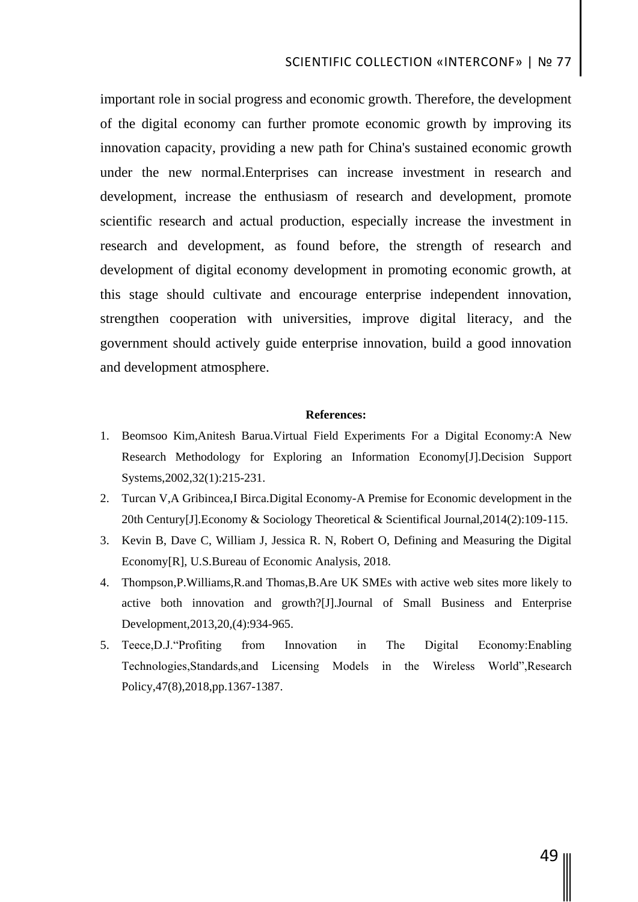important role in social progress and economic growth. Therefore, the development of the digital economy can further promote economic growth by improving its innovation capacity, providing a new path for China's sustained economic growth under the new normal.Enterprises can increase investment in research and development, increase the enthusiasm of research and development, promote scientific research and actual production, especially increase the investment in research and development, as found before, the strength of research and development of digital economy development in promoting economic growth, at this stage should cultivate and encourage enterprise independent innovation, strengthen cooperation with universities, improve digital literacy, and the government should actively guide enterprise innovation, build a good innovation and development atmosphere.

**References:**

1. Beomsoo Kim,Anitesh Barua.Virtual Field Experiments For a Digital Economy:A New Research Methodology for Exploring an Information Economy[J].Decision Support Systems,2002,32(1):215-231.
2. Turcan V,A Gribincea,I Birca.Digital Economy-A Premise for Economic development in the 20th Century[J].Economy & Sociology Theoretical & Scientifical Journal,2014(2):109-115.
3. Kevin B, Dave C, William J, Jessica R. N, Robert O, Defining and Measuring the Digital Economy[R], U.S.Bureau of Economic Analysis, 2018.
4. Thompson,P.Williams,R.and Thomas,B.Are UK SMEs with active web sites more likely to active both innovation and growth?[J].Journal of Small Business and Enterprise Development,2013,20,(4):934-965.
5. Teece,D.J."Profiting from Innovation in The Digital Economy:Enabling Technologies,Standards,and Licensing Models in the Wireless World",Research Policy,47(8),2018,pp.1367-1387.